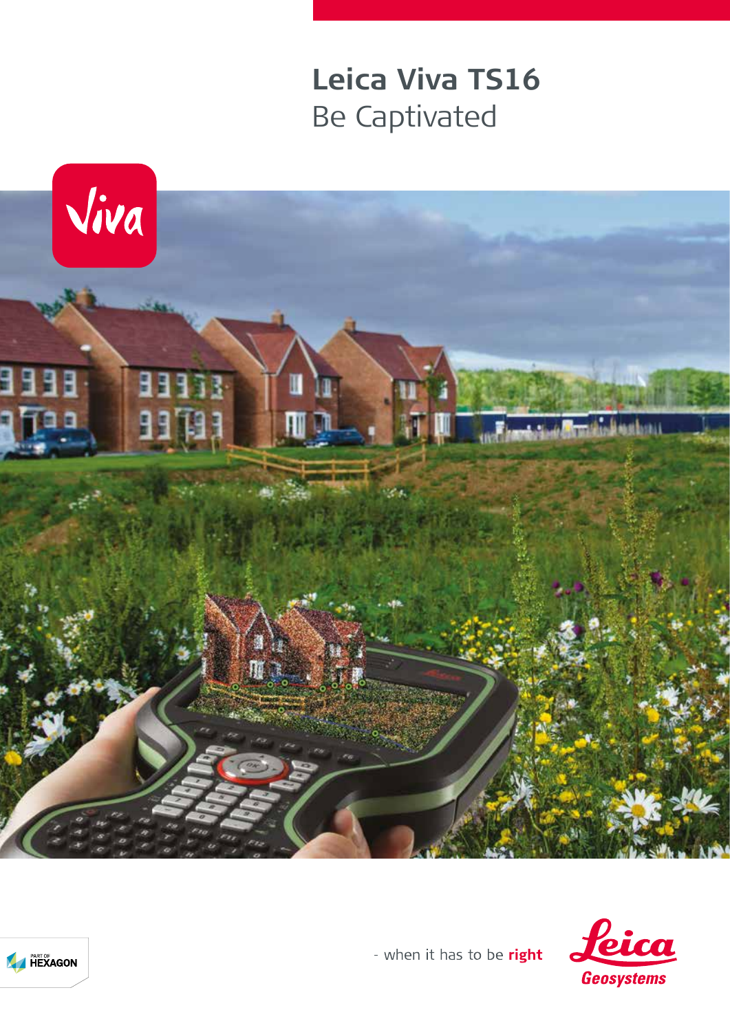# Leica Viva TS16

## Be Captivated

Viva

PART OF HEXAGON

- when it has to be **right**

Leica Geosystems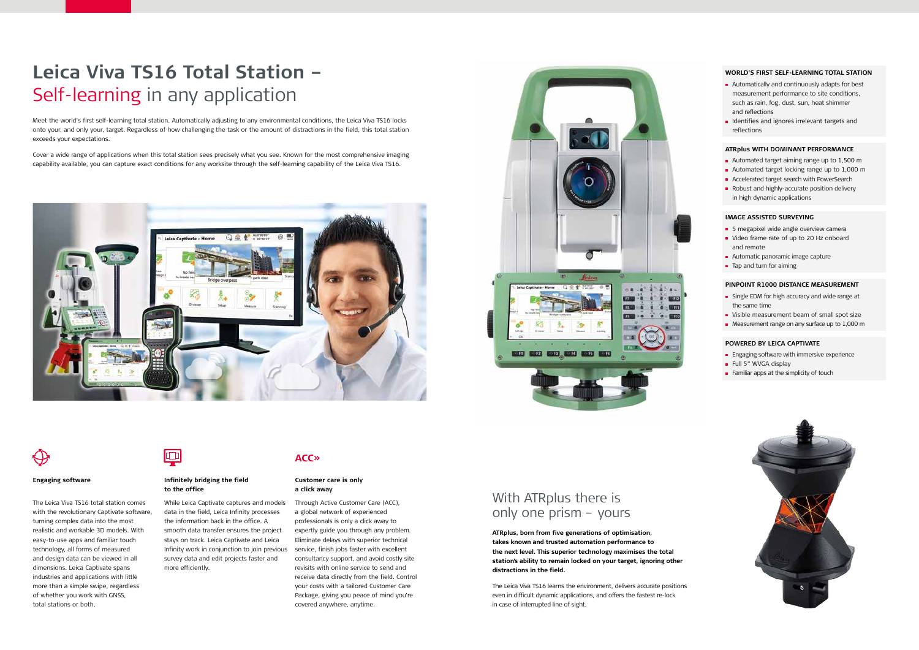# Leica Viva TS16 Total Station – Self-learning in any application

Meet the world's first self-learning total station. Automatically adjusting to any environmental conditions, the Leica Viva TS16 locks onto your, and only your, target. Regardless of how challenging the task or the amount of distractions in the field, this total station exceeds your expectations.

Cover a wide range of applications when this total station sees precisely what you see. Known for the most comprehensive imaging capability available, you can capture exact conditions for any worksite through the self-learning capability of the Leica Viva TS16.

### WORLD'S FIRST SELF-LEARNING TOTAL STATION

- Automatically and continuously adapts for best measurement performance to site conditions, such as rain, fog, dust, sun, heat shimmer and reflections
- Identifies and ignores irrelevant targets and reflections

### ATRplus WITH DOMINANT PERFORMANCE

- Automated target aiming range up to 1,500 m
- Automated target locking range up to 1,000 m
- Accelerated target search with PowerSearch
- Robust and highly-accurate position delivery in high dynamic applications

### IMAGE ASSISTED SURVEYING

- 5 megapixel wide angle overview camera
- Video frame rate of up to 20 Hz onboard and remote
- Automatic panoramic image capture
- Tap and turn for aiming

### PINPOINT R1000 DISTANCE MEASUREMENT

- Single EDM for high accuracy and wide range at the same time
- Visible measurement beam of small spot size
- Measurement range on any surface up to 1,000 m

### POWERED BY LEICA CAPTIVATE

- Engaging software with immersive experience
- Full 5" WVGA display
- Familiar apps at the simplicity of touch

### Engaging software

The Leica Viva TS16 total station comes with the revolutionary Captivate software, turning complex data into the most realistic and workable 3D models. With easy-to-use apps and familiar touch technology, all forms of measured and design data can be viewed in all dimensions. Leica Captivate spans industries and applications with little more than a simple swipe, regardless of whether you work with GNSS, total stations or both.

### Infinitely bridging the field to the office

While Leica Captivate captures and models data in the field, Leica Infinity processes the information back in the office. A smooth data transfer ensures the project stays on track. Leica Captivate and Leica Infinity work in conjunction to join previous survey data and edit projects faster and more efficiently.

### Customer care is only a click away

ACC»

Through Active Customer Care (ACC), a global network of experienced professionals is only a click away to expertly guide you through any problem. Eliminate delays with superior technical service, finish jobs faster with excellent consultancy support, and avoid costly site revisits with online service to send and receive data directly from the field. Control your costs with a tailored Customer Care Package, giving you peace of mind you're covered anywhere, anytime.

## With ATRplus there is only one prism – yours

**ATRplus, born from five generations of optimisation, takes known and trusted automation performance to the next level. This superior technology maximises the total station's ability to remain locked on your target, ignoring other distractions in the field.**

The Leica Viva TS16 learns the environment, delivers accurate positions even in difficult dynamic applications, and offers the fastest re-lock in case of interrupted line of sight.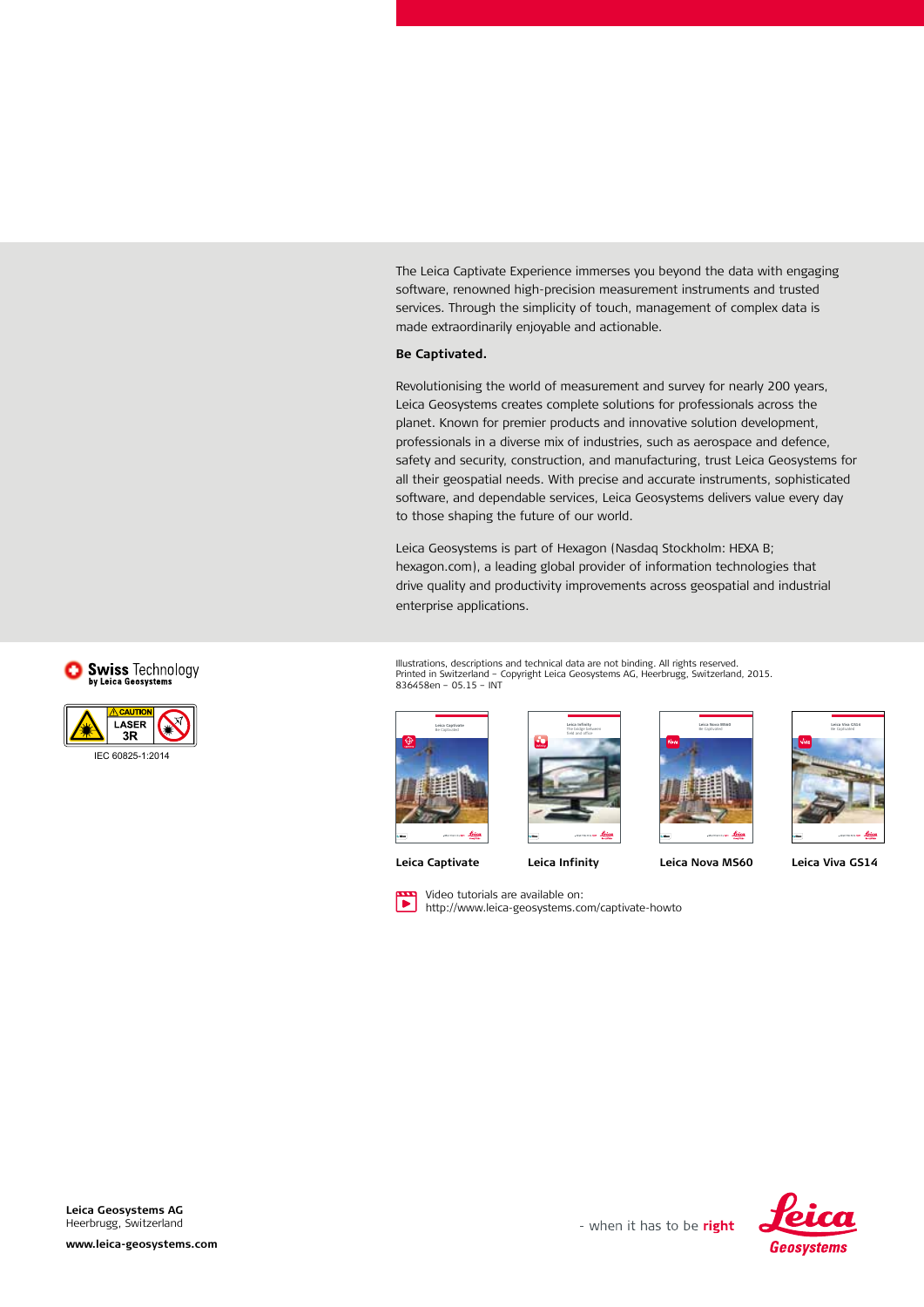The Leica Captivate Experience immerses you beyond the data with engaging software, renowned high-precision measurement instruments and trusted services. Through the simplicity of touch, management of complex data is made extraordinarily enjoyable and actionable.

**Be Captivated.**

Revolutionising the world of measurement and survey for nearly 200 years, Leica Geosystems creates complete solutions for professionals across the planet. Known for premier products and innovative solution development, professionals in a diverse mix of industries, such as aerospace and defence, safety and security, construction, and manufacturing, trust Leica Geosystems for all their geospatial needs. With precise and accurate instruments, sophisticated software, and dependable services, Leica Geosystems delivers value every day to those shaping the future of our world.

Leica Geosystems is part of Hexagon (Nasdaq Stockholm: HEXA B; hexagon.com), a leading global provider of information technologies that drive quality and productivity improvements across geospatial and industrial enterprise applications.

**Swiss** Technology
**by Leica Geosystems**

CAUTION
LASER
3R

IEC 60825-1:2014

Illustrations, descriptions and technical data are not binding. All rights reserved.
Printed in Switzerland – Copyright Leica Geosystems AG, Heerbrugg, Switzerland, 2015.
836458en – 05.15 – INT

**Leica Captivate** **Leica Infinity** **Leica Nova MS60** **Leica Viva GS14**

Video tutorials are available on:
http://www.leica-geosystems.com/captivate-howto

**Leica Geosystems AG**
Heerbrugg, Switzerland

**www.leica-geosystems.com**

- when it has to be **right**

Leica
Geosystems